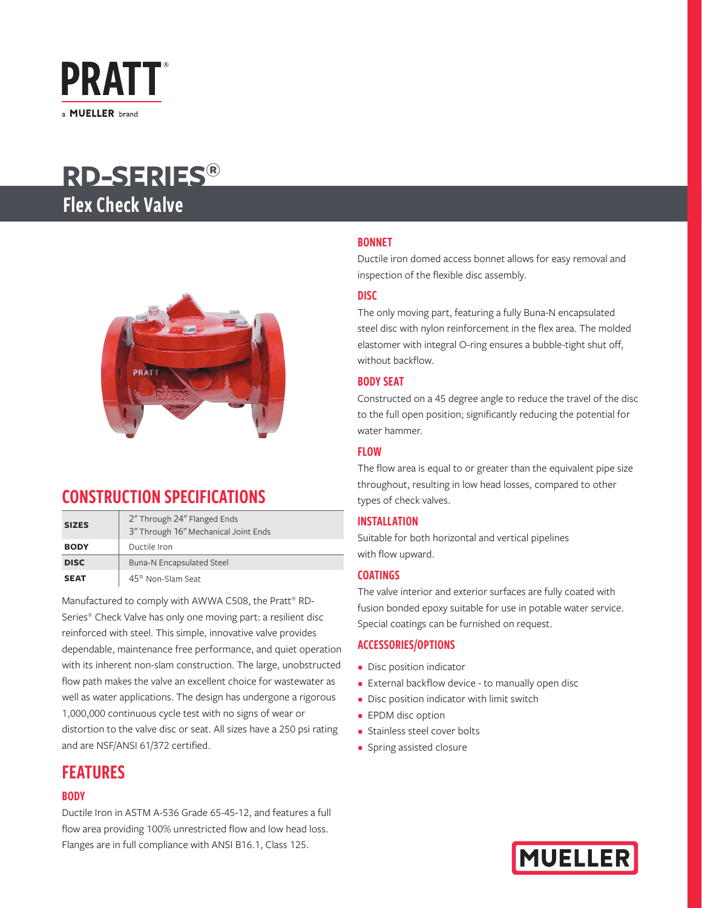PRATT®

a MUELLER brand

# RD-SERIES®

## Flex Check Valve

## CONSTRUCTION SPECIFICATIONS

| | |
|---|---|
| **SIZES** | 2" Through 24" Flanged Ends<br>3" Through 16" Mechanical Joint Ends |
| **BODY** | Ductile Iron |
| **DISC** | Buna-N Encapsulated Steel |
| **SEAT** | 45° Non-Slam Seat |

Manufactured to comply with AWWA C508, the Pratt® RD-Series® Check Valve has only one moving part: a resilient disc reinforced with steel. This simple, innovative valve provides dependable, maintenance free performance, and quiet operation with its inherent non-slam construction. The large, unobstructed flow path makes the valve an excellent choice for wastewater as well as water applications. The design has undergone a rigorous 1,000,000 continuous cycle test with no signs of wear or distortion to the valve disc or seat. All sizes have a 250 psi rating and are NSF/ANSI 61/372 certified.

## FEATURES

### BODY

Ductile Iron in ASTM A-536 Grade 65-45-12, and features a full flow area providing 100% unrestricted flow and low head loss. Flanges are in full compliance with ANSI B16.1, Class 125.

### BONNET

Ductile iron domed access bonnet allows for easy removal and inspection of the flexible disc assembly.

### DISC

The only moving part, featuring a fully Buna-N encapsulated steel disc with nylon reinforcement in the flex area. The molded elastomer with integral O-ring ensures a bubble-tight shut off, without backflow.

### BODY SEAT

Constructed on a 45 degree angle to reduce the travel of the disc to the full open position; significantly reducing the potential for water hammer.

### FLOW

The flow area is equal to or greater than the equivalent pipe size throughout, resulting in low head losses, compared to other types of check valves.

### INSTALLATION

Suitable for both horizontal and vertical pipelines with flow upward.

### COATINGS

The valve interior and exterior surfaces are fully coated with fusion bonded epoxy suitable for use in potable water service. Special coatings can be furnished on request.

### ACCESSORIES/OPTIONS

- Disc position indicator
- External backflow device - to manually open disc
- Disc position indicator with limit switch
- EPDM disc option
- Stainless steel cover bolts
- Spring assisted closure

MUELLER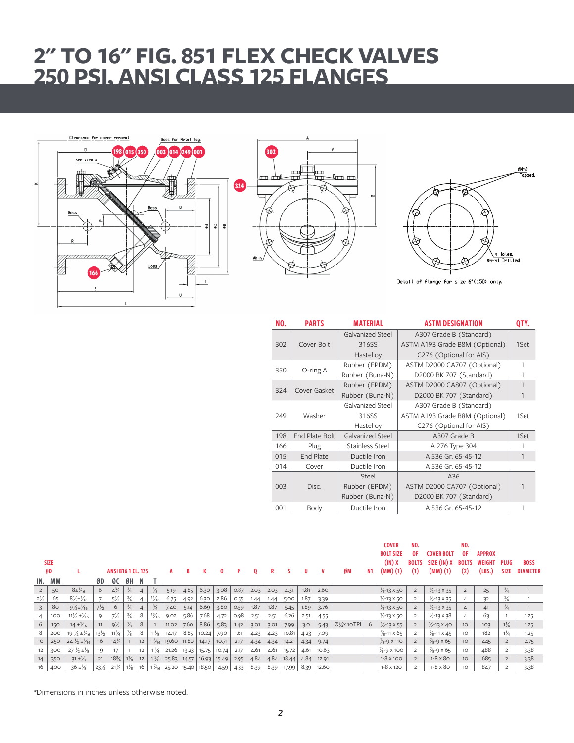# 2" TO 16" FIG. 851 FLEX CHECK VALVES
# 250 PSI, ANSI CLASS 125 FLANGES

| NO. | PARTS | MATERIAL | ASTM DESIGNATION | QTY. |
|---|---|---|---|---|
| 302 | Cover Bolt | Galvanized Steel<br>316SS<br>Hastelloy | A307 Grade B (Standard)<br>ASTM A193 Grade B8M (Optional)<br>C276 (Optional for AIS) | 1Set |
| 350 | O-ring A | Rubber (EPDM)<br>Rubber (Buna-N) | ASTM D2000 CA707 (Optional)<br>D2000 BK 707 (Standard) | 1<br>1 |
| 324 | Cover Gasket | Rubber (EPDM)<br>Rubber (Buna-N) | ASTM D2000 CA807 (Optional)<br>D2000 BK 707 (Standard) | 1<br>1 |
| 249 | Washer | Galvanized Steel<br>316SS<br>Hastelloy | A307 Grade B (Standard)<br>ASTM A193 Grade B8M (Optional)<br>C276 (Optional for AIS) | 1Set |
| 198 | End Plate Bolt | Galvanized Steel | A307 Grade B | 1Set |
| 166 | Plug | Stainless Steel | A 276 Type 304 | 1 |
| 015 | End Plate | Ductile Iron | A 536 Gr. 65-45-12 | 1 |
| 014 | Cover | Ductile Iron | A 536 Gr. 65-45-12 | |
| 003 | Disc. | Steel<br>Rubber (EPDM)<br>Rubber (Buna-N) | A36<br>ASTM D2000 CA707 (Optional)<br>D2000 BK 707 (Standard) | 1 |
| 001 | Body | Ductile Iron | A 536 Gr. 65-45-12 | 1 |

| SIZE ØD IN. | SIZE ØD MM | L | ANSI B16 1 CL. 125 ØD | ØC | ØH | N | T | A | B | K | O | P | Q | R | S | U | V | ØM | N1 | COVER BOLT SIZE (IN) X (MM) (1) | NO. OF BOLTS (1) | COVER BOLT SIZE (IN) X (MM) (1) | NO. OF BOLTS (2) | APPROX WEIGHT (LBS.) | PLUG SIZE | BOSS DIAMETER |
|---|---|---|---|---|---|---|---|---|---|---|---|---|---|---|---|---|---|---|---|---|---|---|---|---|---|---|
| 2 | 50 | 8±¹⁄₁₆ | 6 | 4¾ | ¾ | 4 | ⅝ | 5.19 | 4.85 | 6.30 | 3.08 | 0.87 | 2.03 | 2.03 | 4.31 | 1.81 | 2.60 | | | ½-13 x 50 | 2 | ½-13 x 35 | 2 | 25 | ¾ | 1 |
| 2½ | 65 | 8½±¹⁄₁₆ | 7 | 5½ | ¾ | 4 | ¹¹⁄₁₆ | 6.75 | 4.92 | 6.30 | 2.86 | 0.55 | 1.44 | 1.44 | 5.00 | 1.87 | 3.39 | | | ½-13 x 50 | 2 | ½-13 x 35 | 4 | 32 | ¾ | 1 |
| 3 | 80 | 9½±¹⁄₁₆ | 7½ | 6 | ¾ | 4 | ¾ | 7.40 | 5.14 | 6.69 | 3.80 | 0.59 | 1.87 | 1.87 | 5.45 | 1.89 | 3.76 | | | ½-13 x 50 | 2 | ½-13 x 35 | 4 | 41 | ¾ | 1 |
| 4 | 100 | 11½ ±¹⁄₁₆ | 9 | 7½ | ¾ | 8 | ¹⁵⁄₁₆ | 9.02 | 5.86 | 7.68 | 4.72 | 0.98 | 2.51 | 2.51 | 6.26 | 2.51 | 4.55 | | | ½-13 x 50 | 2 | ½-13 x 38 | 4 | 63 | 1 | 1.25 |
| 6 | 150 | 14 ±¹⁄₁₆ | 11 | 9½ | ⅞ | 8 | 1 | 11.02 | 7.60 | 8.86 | 5.83 | 1.42 | 3.01 | 3.01 | 7.99 | 3.0 | 5.43 | Ø¾x 10TPI | 6 | ½-13 x 55 | 2 | ½-13 x 40 | 10 | 103 | 1¼ | 1.25 |
| 8 | 200 | 19 ½ ±¹⁄₁₆ | 13½ | 11¾ | ⅞ | 8 | 1 ⅛ | 14.17 | 8.85 | 10.24 | 7.90 | 1.61 | 4.23 | 4.23 | 10.81 | 4.23 | 7.09 | | | ⅝-11 x 65 | 2 | ⅝-11 x 45 | 10 | 182 | 1¼ | 1.25 |
| 10 | 250 | 24 ½ ±¹⁄₁₆ | 16 | 14¼ | 1 | 12 | 1 ³⁄₁₆ | 19.60 | 11.80 | 14.17 | 10.71 | 2.17 | 4.34 | 4.34 | 14.21 | 4.34 | 9.74 | | | ⅞-9 x 110 | 2 | ⅞-9 x 65 | 10 | 445 | 2 | 2.75 |
| 12 | 300 | 27 ½ ±⅛ | 19 | 17 | 1 | 12 | 1 ¼ | 21.26 | 13.23 | 15.75 | 10.74 | 2.17 | 4.61 | 4.61 | 15.72 | 4.61 | 10.63 | | | ⅞-9 x 100 | 2 | ⅞-9 x 65 | 10 | 488 | 2 | 3.38 |
| 14 | 350 | 31 ±⅛ | 21 | 18¾ | 1⅛ | 12 | 1 ⅜ | 25.83 | 14.57 | 16.93 | 15.49 | 2.95 | 4.84 | 4.84 | 18.44 | 4.84 | 12.91 | | | 1-8 x 100 | 2 | 1-8 x 80 | 10 | 685 | 2 | 3.38 |
| 16 | 400 | 36 ±⅛ | 23½ | 21¼ | 1⅛ | 16 | 1 ⁷⁄₁₆ | 25.20 | 15.40 | 18.50 | 14.59 | 4.33 | 8.39 | 8.39 | 17.99 | 8.39 | 12.60 | | | 1-8 x 120 | 2 | 1-8 x 80 | 10 | 847 | 2 | 3.38 |

*Dimensions in inches unless otherwise noted.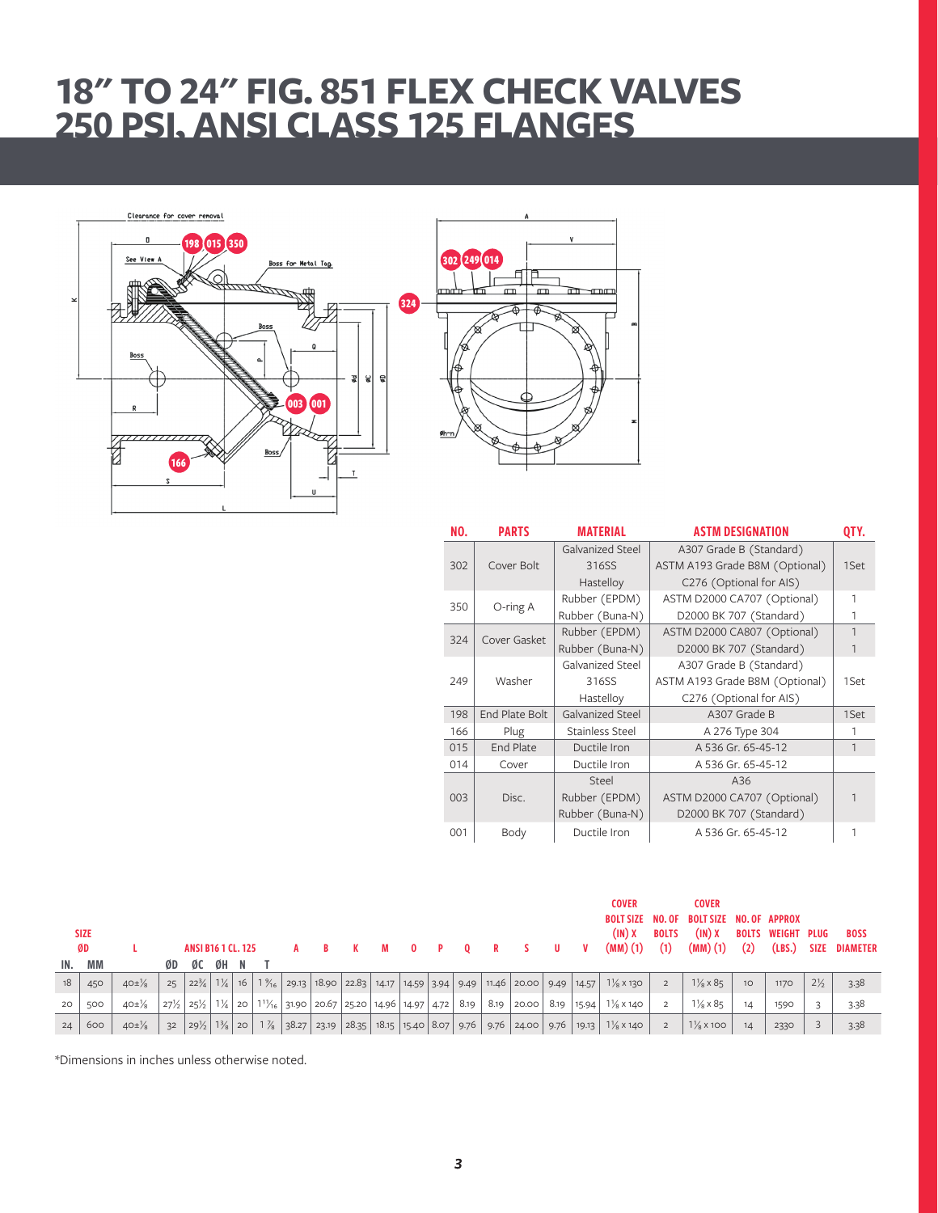# 18" TO 24" FIG. 851 FLEX CHECK VALVES 250 PSI, ANSI CLASS 125 FLANGES

| NO. | PARTS | MATERIAL | ASTM DESIGNATION | QTY. |
|---|---|---|---|---|
| 302 | Cover Bolt | Galvanized Steel<br>316SS<br>Hastelloy | A307 Grade B (Standard)<br>ASTM A193 Grade B8M (Optional)<br>C276 (Optional for AIS) | 1Set |
| 350 | O-ring A | Rubber (EPDM)<br>Rubber (Buna-N) | ASTM D2000 CA707 (Optional)<br>D2000 BK 707 (Standard) | 1<br>1 |
| 324 | Cover Gasket | Rubber (EPDM)<br>Rubber (Buna-N) | ASTM D2000 CA807 (Optional)<br>D2000 BK 707 (Standard) | 1<br>1 |
| 249 | Washer | Galvanized Steel<br>316SS<br>Hastelloy | A307 Grade B (Standard)<br>ASTM A193 Grade B8M (Optional)<br>C276 (Optional for AIS) | 1Set |
| 198 | End Plate Bolt | Galvanized Steel | A307 Grade B | 1Set |
| 166 | Plug | Stainless Steel | A 276 Type 304 | 1 |
| 015 | End Plate | Ductile Iron | A 536 Gr. 65-45-12 | 1 |
| 014 | Cover | Ductile Iron | A 536 Gr. 65-45-12 | |
| 003 | Disc. | Steel<br>Rubber (EPDM)<br>Rubber (Buna-N) | A36<br>ASTM D2000 CA707 (Optional)<br>D2000 BK 707 (Standard) | 1 |
| 001 | Body | Ductile Iron | A 536 Gr. 65-45-12 | 1 |

| SIZE ØD | | L | ANSI B16.1 CL. 125 | | | | | A | B | K | M | O | P | Q | R | S | U | V | COVER BOLT SIZE (IN) X (MM) (1) | NO. OF BOLTS (1) | COVER BOLT SIZE (IN) X (MM) (1) | NO. OF BOLTS (2) | APPROX WEIGHT (LBS.) | PLUG SIZE | BOSS DIAMETER |
|---|---|---|---|---|---|---|---|---|---|---|---|---|---|---|---|---|---|---|---|---|---|---|---|---|---|
| IN. | MM | | ØD | ØC | ØH | N | T | | | | | | | | | | | | | | | | | | |
| 18 | 450 | 40±⅛ | 25 | 22¾ | 1¼ | 16 | 1 9/16 | 29.13 | 18.90 | 22.83 | 14.17 | 14.59 | 3.94 | 9.49 | 11.46 | 20.00 | 9.49 | 14.57 | 1⅛ x 130 | 2 | 1⅛ x 85 | 10 | 1170 | 2½ | 3.38 |
| 20 | 500 | 40±⅛ | 27½ | 25½ | 1¼ | 20 | 1 11/16 | 31.90 | 20.67 | 25.20 | 14.96 | 14.97 | 4.72 | 8.19 | 8.19 | 20.00 | 8.19 | 15.94 | 1⅛ x 140 | 2 | 1⅛ x 85 | 14 | 1590 | 3 | 3.38 |
| 24 | 600 | 40±⅛ | 32 | 29½ | 1⅜ | 20 | 1 ⅞ | 38.27 | 23.19 | 28.35 | 18.15 | 15.40 | 8.07 | 9.76 | 9.76 | 24.00 | 9.76 | 19.13 | 1⅛ x 140 | 2 | 1⅛ x 100 | 14 | 2330 | 3 | 3.38 |

*Dimensions in inches unless otherwise noted.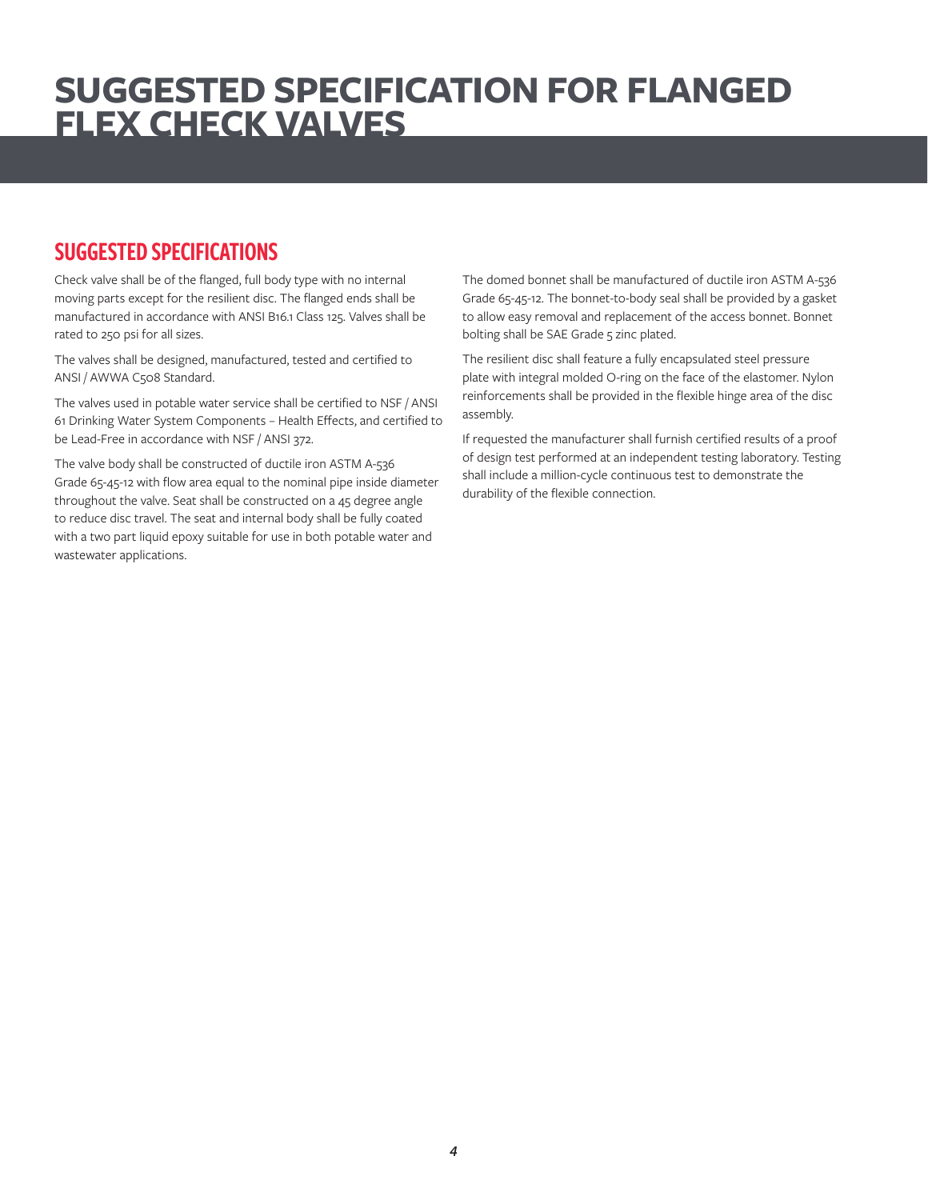# SUGGESTED SPECIFICATION FOR FLANGED FLEX CHECK VALVES

## SUGGESTED SPECIFICATIONS

Check valve shall be of the flanged, full body type with no internal moving parts except for the resilient disc. The flanged ends shall be manufactured in accordance with ANSI B16.1 Class 125. Valves shall be rated to 250 psi for all sizes.

The valves shall be designed, manufactured, tested and certified to ANSI / AWWA C508 Standard.

The valves used in potable water service shall be certified to NSF / ANSI 61 Drinking Water System Components – Health Effects, and certified to be Lead-Free in accordance with NSF / ANSI 372.

The valve body shall be constructed of ductile iron ASTM A-536 Grade 65-45-12 with flow area equal to the nominal pipe inside diameter throughout the valve. Seat shall be constructed on a 45 degree angle to reduce disc travel. The seat and internal body shall be fully coated with a two part liquid epoxy suitable for use in both potable water and wastewater applications.

The domed bonnet shall be manufactured of ductile iron ASTM A-536 Grade 65-45-12. The bonnet-to-body seal shall be provided by a gasket to allow easy removal and replacement of the access bonnet. Bonnet bolting shall be SAE Grade 5 zinc plated.

The resilient disc shall feature a fully encapsulated steel pressure plate with integral molded O-ring on the face of the elastomer. Nylon reinforcements shall be provided in the flexible hinge area of the disc assembly.

If requested the manufacturer shall furnish certified results of a proof of design test performed at an independent testing laboratory. Testing shall include a million-cycle continuous test to demonstrate the durability of the flexible connection.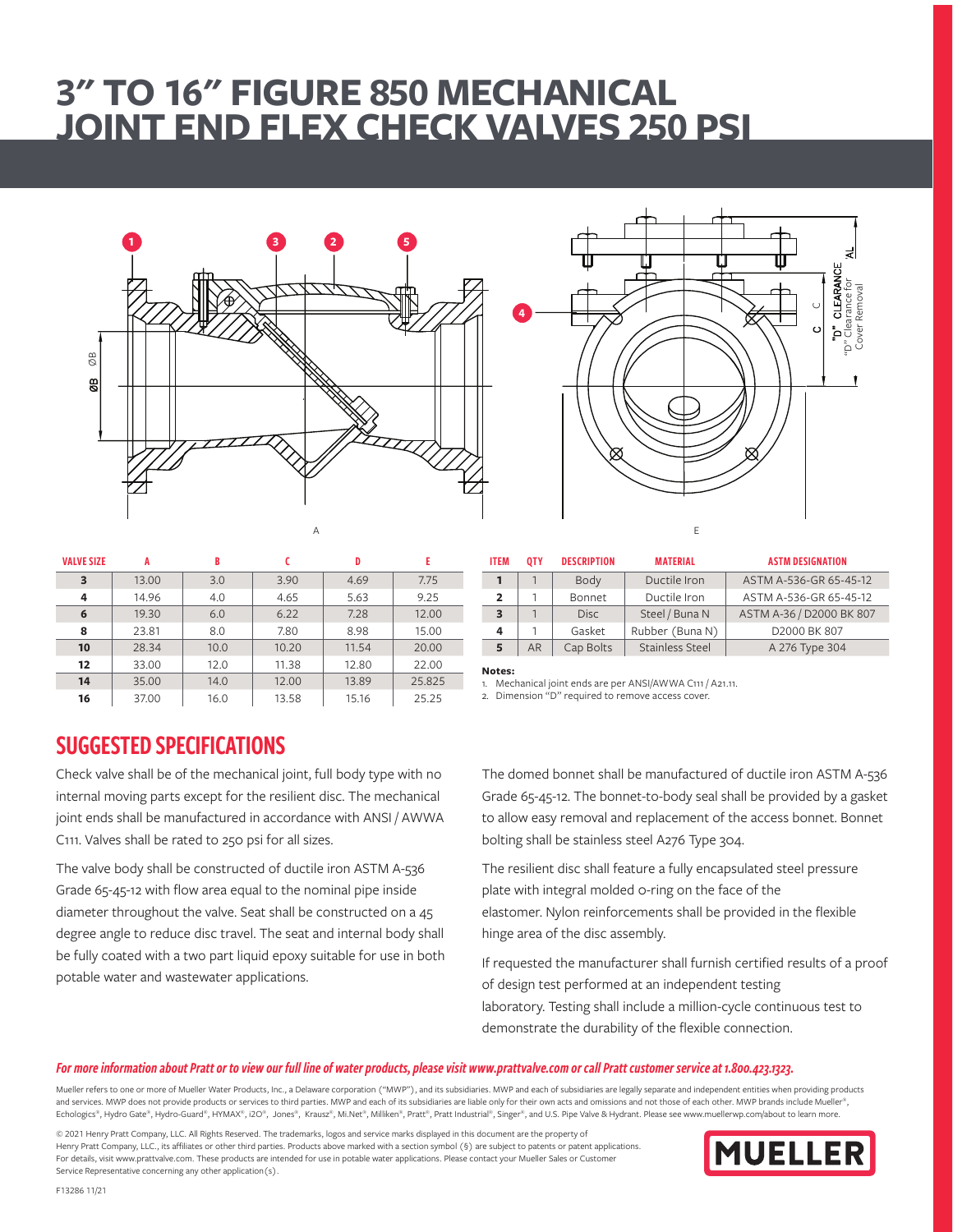# 3" TO 16" FIGURE 850 MECHANICAL JOINT END FLEX CHECK VALVES 250 PSI

1 3 2 5

ØB

A

4

"D" CLEARANCE
"D" Clearance for Cover Removal

C

E

| VALVE SIZE | A | B | C | D | E |
|---|---|---|---|---|---|
| 3 | 13.00 | 3.0 | 3.90 | 4.69 | 7.75 |
| 4 | 14.96 | 4.0 | 4.65 | 5.63 | 9.25 |
| 6 | 19.30 | 6.0 | 6.22 | 7.28 | 12.00 |
| 8 | 23.81 | 8.0 | 7.80 | 8.98 | 15.00 |
| 10 | 28.34 | 10.0 | 10.20 | 11.54 | 20.00 |
| 12 | 33.00 | 12.0 | 11.38 | 12.80 | 22.00 |
| 14 | 35.00 | 14.0 | 12.00 | 13.89 | 25.825 |
| 16 | 37.00 | 16.0 | 13.58 | 15.16 | 25.25 |

| ITEM | QTY | DESCRIPTION | MATERIAL | ASTM DESIGNATION |
|---|---|---|---|---|
| 1 | 1 | Body | Ductile Iron | ASTM A-536-GR 65-45-12 |
| 2 | 1 | Bonnet | Ductile Iron | ASTM A-536-GR 65-45-12 |
| 3 | 1 | Disc | Steel / Buna N | ASTM A-36 / D2000 BK 807 |
| 4 | 1 | Gasket | Rubber (Buna N) | D2000 BK 807 |
| 5 | AR | Cap Bolts | Stainless Steel | A 276 Type 304 |

**Notes:**

1. Mechanical joint ends are per ANSI/AWWA C111 / A21.11.
2. Dimension "D" required to remove access cover.

## SUGGESTED SPECIFICATIONS

Check valve shall be of the mechanical joint, full body type with no internal moving parts except for the resilient disc. The mechanical joint ends shall be manufactured in accordance with ANSI / AWWA C111. Valves shall be rated to 250 psi for all sizes.

The valve body shall be constructed of ductile iron ASTM A-536 Grade 65-45-12 with flow area equal to the nominal pipe inside diameter throughout the valve. Seat shall be constructed on a 45 degree angle to reduce disc travel. The seat and internal body shall be fully coated with a two part liquid epoxy suitable for use in both potable water and wastewater applications.

The domed bonnet shall be manufactured of ductile iron ASTM A-536 Grade 65-45-12. The bonnet-to-body seal shall be provided by a gasket to allow easy removal and replacement of the access bonnet. Bonnet bolting shall be stainless steel A276 Type 304.

The resilient disc shall feature a fully encapsulated steel pressure plate with integral molded o-ring on the face of the elastomer. Nylon reinforcements shall be provided in the flexible hinge area of the disc assembly.

If requested the manufacturer shall furnish certified results of a proof of design test performed at an independent testing laboratory. Testing shall include a million-cycle continuous test to demonstrate the durability of the flexible connection.

***For more information about Pratt or to view our full line of water products, please visit www.prattvalve.com or call Pratt customer service at 1.800.423.1323.***

Mueller refers to one or more of Mueller Water Products, Inc., a Delaware corporation ("MWP"), and its subsidiaries. MWP and each of subsidiaries are legally separate and independent entities when providing products and services. MWP does not provide products or services to third parties. MWP and each of its subsidiaries are liable only for their own acts and omissions and not those of each other. MWP brands include Mueller®, Echologics®, Hydro Gate®, Hydro-Guard®, HYMAX®, i2O®, Jones®, Krausz®, Mi.Net®, Milliken®, Pratt®, Pratt Industrial®, Singer®, and U.S. Pipe Valve & Hydrant. Please see www.muellerwp.com/about to learn more.

© 2021 Henry Pratt Company, LLC. All Rights Reserved. The trademarks, logos and service marks displayed in this document are the property of Henry Pratt Company, LLC., its affiliates or other third parties. Products above marked with a section symbol (§) are subject to patents or patent applications. For details, visit www.prattvalve.com. These products are intended for use in potable water applications. Please contact your Mueller Sales or Customer Service Representative concerning any other application(s).

MUELLER

F13286 11/21